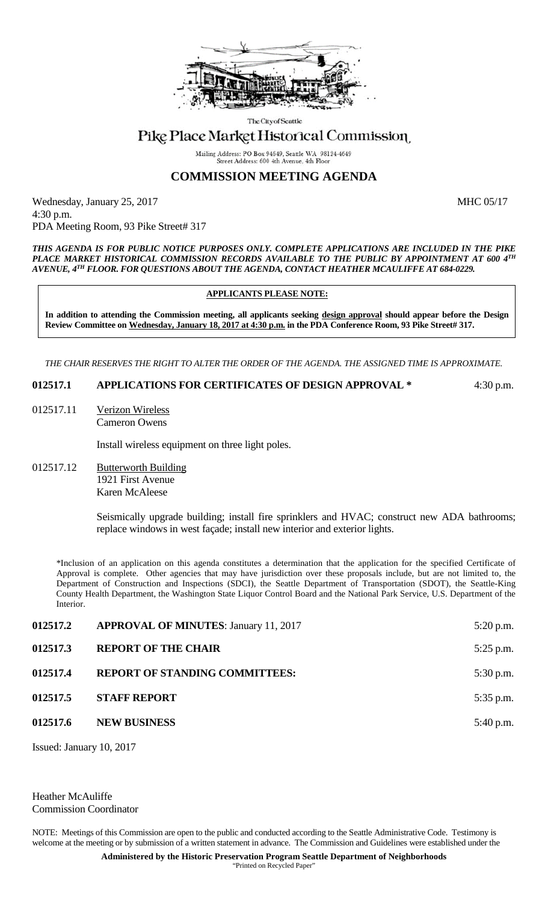The City of Seattle

# Pike Place Market Historical Commission

Mailing Address: PO Box 94649, Seattle WA 98124-4649
Street Address: 600 4th Avenue, 4th Floor

## COMMISSION MEETING AGENDA

Wednesday, January 25, 2017 MHC 05/17
4:30 p.m.
PDA Meeting Room, 93 Pike Street# 317

***THIS AGENDA IS FOR PUBLIC NOTICE PURPOSES ONLY. COMPLETE APPLICATIONS ARE INCLUDED IN THE PIKE PLACE MARKET HISTORICAL COMMISSION RECORDS AVAILABLE TO THE PUBLIC BY APPOINTMENT AT 600 4TH AVENUE, 4TH FLOOR. FOR QUESTIONS ABOUT THE AGENDA, CONTACT HEATHER MCAULIFFE AT 684-0229.***

**APPLICANTS PLEASE NOTE:**

**In addition to attending the Commission meeting, all applicants seeking design approval should appear before the Design Review Committee on Wednesday, January 18, 2017 at 4:30 p.m. in the PDA Conference Room, 93 Pike Street# 317.**

*THE CHAIR RESERVES THE RIGHT TO ALTER THE ORDER OF THE AGENDA. THE ASSIGNED TIME IS APPROXIMATE.*

**012517.1 APPLICATIONS FOR CERTIFICATES OF DESIGN APPROVAL \*** 4:30 p.m.

012517.11 Verizon Wireless
Cameron Owens

Install wireless equipment on three light poles.

012517.12 Butterworth Building
1921 First Avenue
Karen McAleese

Seismically upgrade building; install fire sprinklers and HVAC; construct new ADA bathrooms; replace windows in west façade; install new interior and exterior lights.

*Inclusion of an application on this agenda constitutes a determination that the application for the specified Certificate of Approval is complete. Other agencies that may have jurisdiction over these proposals include, but are not limited to, the Department of Construction and Inspections (SDCI), the Seattle Department of Transportation (SDOT), the Seattle-King County Health Department, the Washington State Liquor Control Board and the National Park Service, U.S. Department of the Interior.

| | | |
|---|---|---|
| **012517.2** | **APPROVAL OF MINUTES**: January 11, 2017 | 5:20 p.m. |
| **012517.3** | **REPORT OF THE CHAIR** | 5:25 p.m. |
| **012517.4** | **REPORT OF STANDING COMMITTEES:** | 5:30 p.m. |
| **012517.5** | **STAFF REPORT** | 5:35 p.m. |
| **012517.6** | **NEW BUSINESS** | 5:40 p.m. |

Issued: January 10, 2017

Heather McAuliffe
Commission Coordinator

NOTE: Meetings of this Commission are open to the public and conducted according to the Seattle Administrative Code. Testimony is welcome at the meeting or by submission of a written statement in advance. The Commission and Guidelines were established under the

**Administered by the Historic Preservation Program Seattle Department of Neighborhoods**
"Printed on Recycled Paper"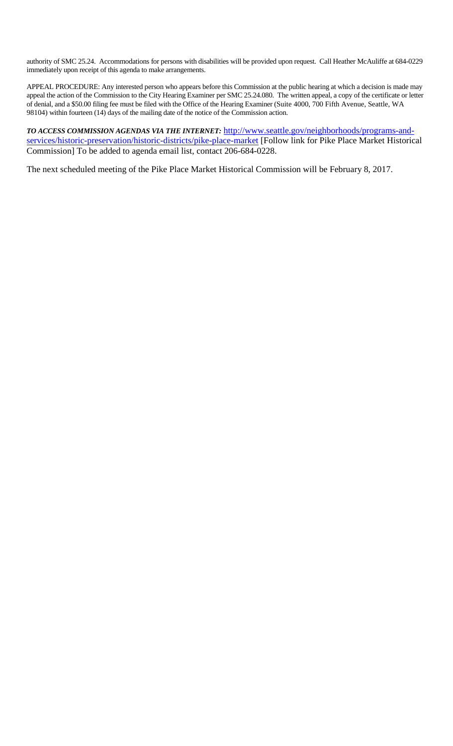authority of SMC 25.24. Accommodations for persons with disabilities will be provided upon request. Call Heather McAuliffe at 684-0229 immediately upon receipt of this agenda to make arrangements.

APPEAL PROCEDURE: Any interested person who appears before this Commission at the public hearing at which a decision is made may appeal the action of the Commission to the City Hearing Examiner per SMC 25.24.080. The written appeal, a copy of the certificate or letter of denial, and a $50.00 filing fee must be filed with the Office of the Hearing Examiner (Suite 4000, 700 Fifth Avenue, Seattle, WA 98104) within fourteen (14) days of the mailing date of the notice of the Commission action.

***TO ACCESS COMMISSION AGENDAS VIA THE INTERNET:*** http://www.seattle.gov/neighborhoods/programs-and-services/historic-preservation/historic-districts/pike-place-market [Follow link for Pike Place Market Historical Commission] To be added to agenda email list, contact 206-684-0228.

The next scheduled meeting of the Pike Place Market Historical Commission will be February 8, 2017.